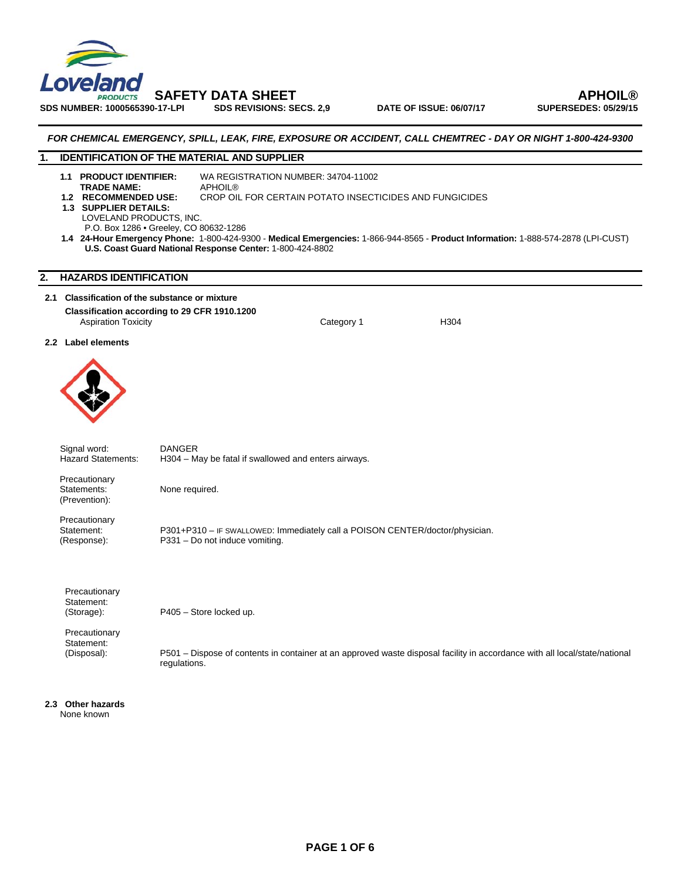# SAFETY DATA SHEET

**APHOIL®**

**SDS NUMBER: 1000565390-17-LPI** **SDS REVISIONS: SECS. 2,9** **DATE OF ISSUE: 06/07/17** **SUPERSEDES: 05/29/15**

***FOR CHEMICAL EMERGENCY, SPILL, LEAK, FIRE, EXPOSURE OR ACCIDENT, CALL CHEMTREC - DAY OR NIGHT 1-800-424-9300***

## 1. IDENTIFICATION OF THE MATERIAL AND SUPPLIER

**1.1 PRODUCT IDENTIFIER:** WA REGISTRATION NUMBER: 34704-11002
**TRADE NAME:** APHOIL®
**1.2 RECOMMENDED USE:** CROP OIL FOR CERTAIN POTATO INSECTICIDES AND FUNGICIDES
**1.3 SUPPLIER DETAILS:**
LOVELAND PRODUCTS, INC.
P.O. Box 1286 • Greeley, CO 80632-1286
**1.4 24-Hour Emergency Phone:** 1-800-424-9300 - **Medical Emergencies:** 1-866-944-8565 - **Product Information:** 1-888-574-2878 (LPI-CUST)
**U.S. Coast Guard National Response Center:** 1-800-424-8802

## 2. HAZARDS IDENTIFICATION

**2.1 Classification of the substance or mixture**

**Classification according to 29 CFR 1910.1200**

| Aspiration Toxicity | Category 1 | H304 |
|---|---|---|

**2.2 Label elements**

Signal word: DANGER

Hazard Statements: H304 – May be fatal if swallowed and enters airways.

Precautionary Statements: (Prevention): None required.

Precautionary Statement: (Response):
P301+P310 – IF SWALLOWED: Immediately call a POISON CENTER/doctor/physician.
P331 – Do not induce vomiting.

Precautionary Statement: (Storage): P405 – Store locked up.

Precautionary Statement: (Disposal): P501 – Dispose of contents in container at an approved waste disposal facility in accordance with all local/state/national regulations.

**2.3 Other hazards**

None known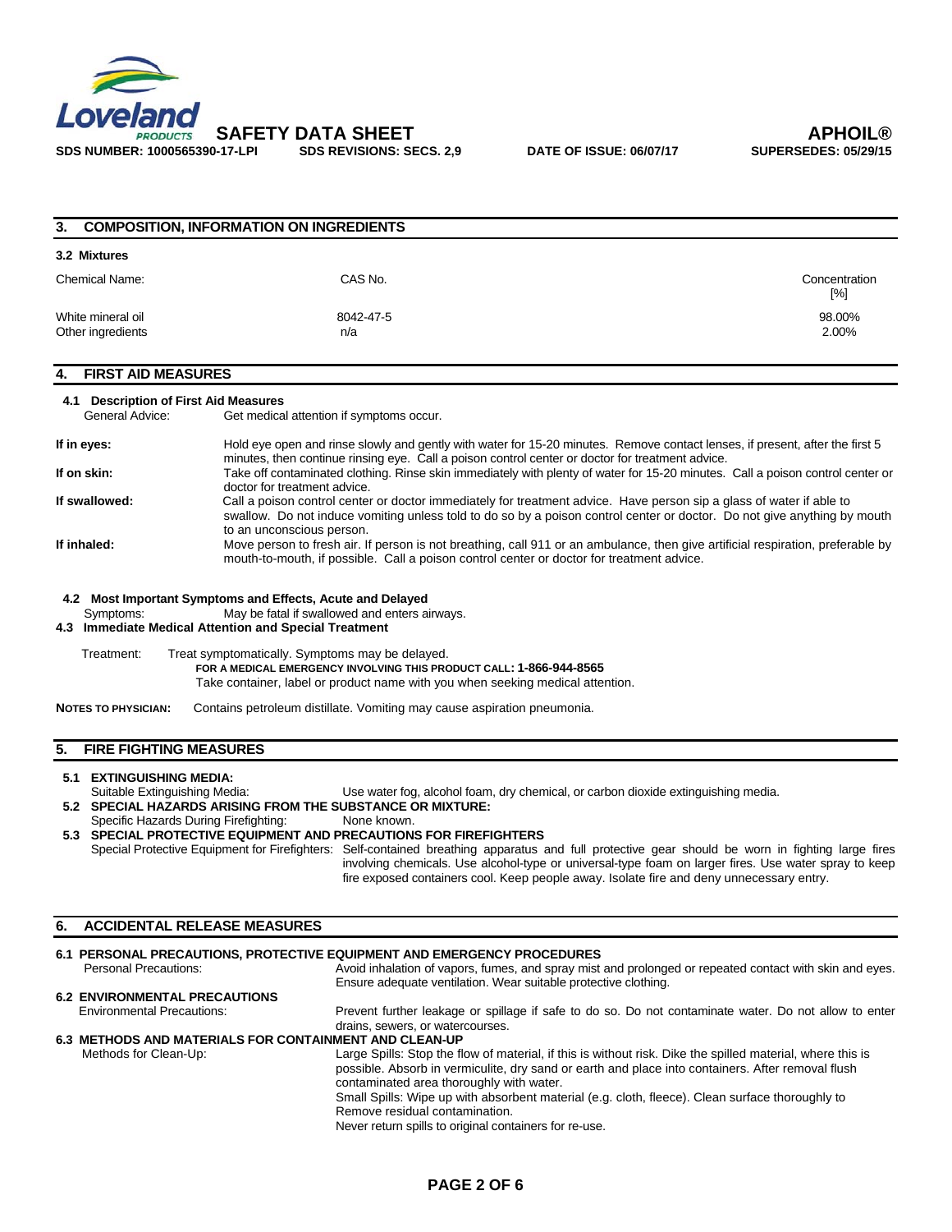## 3. COMPOSITION, INFORMATION ON INGREDIENTS

### 3.2 Mixtures

| Chemical Name: | CAS No. | Concentration [%] |
|---|---|---|
| White mineral oil | 8042-47-5 | 98.00% |
| Other ingredients | n/a | 2.00% |

## 4. FIRST AID MEASURES

### 4.1 Description of First Aid Measures

General Advice: Get medical attention if symptoms occur.

**If in eyes:** Hold eye open and rinse slowly and gently with water for 15-20 minutes. Remove contact lenses, if present, after the first 5 minutes, then continue rinsing eye. Call a poison control center or doctor for treatment advice.

**If on skin:** Take off contaminated clothing. Rinse skin immediately with plenty of water for 15-20 minutes. Call a poison control center or doctor for treatment advice.

**If swallowed:** Call a poison control center or doctor immediately for treatment advice. Have person sip a glass of water if able to swallow. Do not induce vomiting unless told to do so by a poison control center or doctor. Do not give anything by mouth to an unconscious person.

**If inhaled:** Move person to fresh air. If person is not breathing, call 911 or an ambulance, then give artificial respiration, preferable by mouth-to-mouth, if possible. Call a poison control center or doctor for treatment advice.

### 4.2 Most Important Symptoms and Effects, Acute and Delayed

Symptoms: May be fatal if swallowed and enters airways.

### 4.3 Immediate Medical Attention and Special Treatment

Treatment: Treat symptomatically. Symptoms may be delayed.

**FOR A MEDICAL EMERGENCY INVOLVING THIS PRODUCT CALL: 1-866-944-8565**

Take container, label or product name with you when seeking medical attention.

**NOTES TO PHYSICIAN:** Contains petroleum distillate. Vomiting may cause aspiration pneumonia.

## 5. FIRE FIGHTING MEASURES

### 5.1 EXTINGUISHING MEDIA:

Suitable Extinguishing Media: Use water fog, alcohol foam, dry chemical, or carbon dioxide extinguishing media.

### 5.2 SPECIAL HAZARDS ARISING FROM THE SUBSTANCE OR MIXTURE:

Specific Hazards During Firefighting: None known.

### 5.3 SPECIAL PROTECTIVE EQUIPMENT AND PRECAUTIONS FOR FIREFIGHTERS

Special Protective Equipment for Firefighters: Self-contained breathing apparatus and full protective gear should be worn in fighting large fires involving chemicals. Use alcohol-type or universal-type foam on larger fires. Use water spray to keep fire exposed containers cool. Keep people away. Isolate fire and deny unnecessary entry.

## 6. ACCIDENTAL RELEASE MEASURES

### 6.1 PERSONAL PRECAUTIONS, PROTECTIVE EQUIPMENT AND EMERGENCY PROCEDURES

Personal Precautions: Avoid inhalation of vapors, fumes, and spray mist and prolonged or repeated contact with skin and eyes. Ensure adequate ventilation. Wear suitable protective clothing.

### 6.2 ENVIRONMENTAL PRECAUTIONS

Environmental Precautions: Prevent further leakage or spillage if safe to do so. Do not contaminate water. Do not allow to enter drains, sewers, or watercourses.

### 6.3 METHODS AND MATERIALS FOR CONTAINMENT AND CLEAN-UP

Methods for Clean-Up: Large Spills: Stop the flow of material, if this is without risk. Dike the spilled material, where this is possible. Absorb in vermiculite, dry sand or earth and place into containers. After removal flush contaminated area thoroughly with water.

Small Spills: Wipe up with absorbent material (e.g. cloth, fleece). Clean surface thoroughly to Remove residual contamination.

Never return spills to original containers for re-use.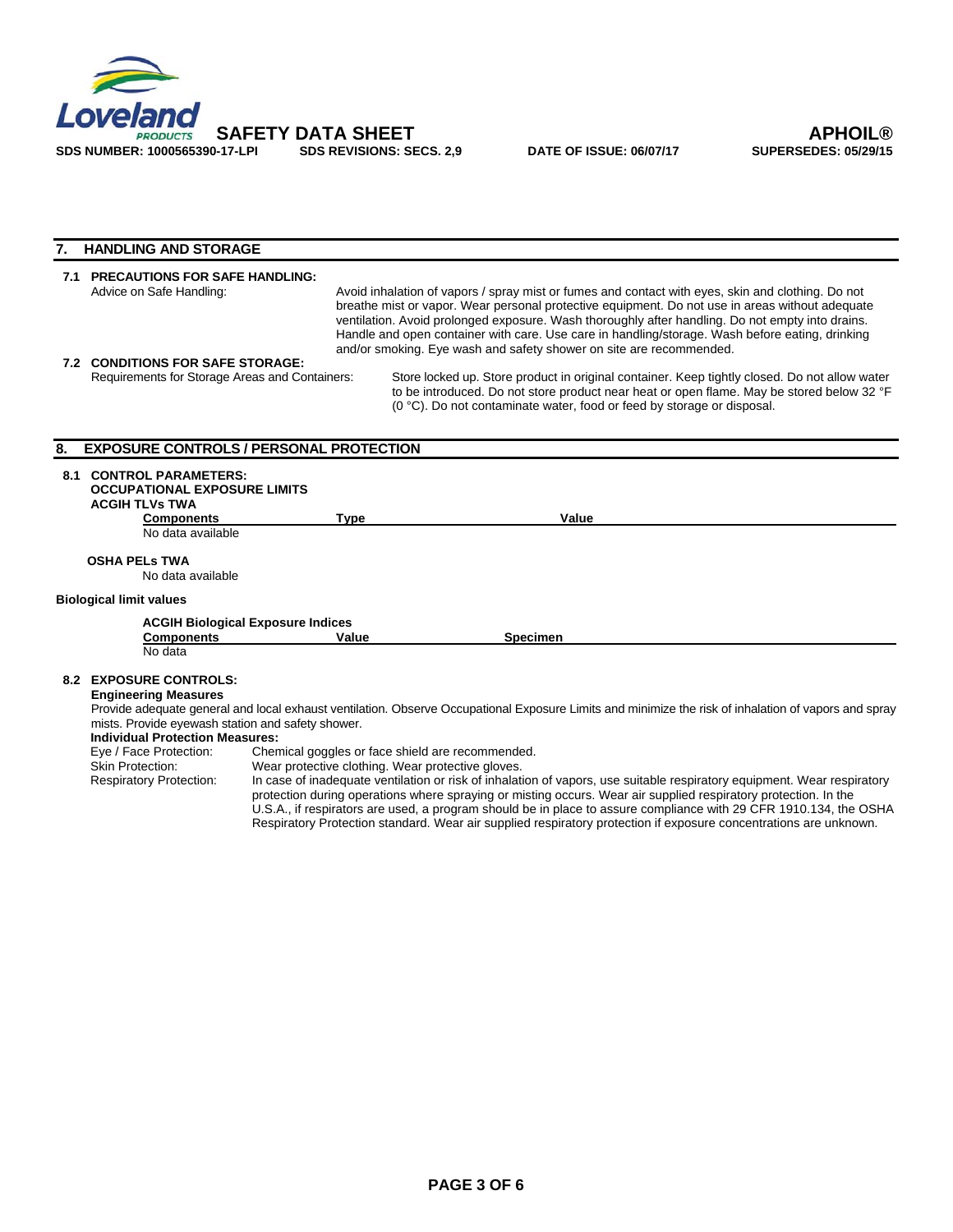## 7. HANDLING AND STORAGE

### 7.1 PRECAUTIONS FOR SAFE HANDLING:

Advice on Safe Handling: Avoid inhalation of vapors / spray mist or fumes and contact with eyes, skin and clothing. Do not breathe mist or vapor. Wear personal protective equipment. Do not use in areas without adequate ventilation. Avoid prolonged exposure. Wash thoroughly after handling. Do not empty into drains. Handle and open container with care. Use care in handling/storage. Wash before eating, drinking and/or smoking. Eye wash and safety shower on site are recommended.

### 7.2 CONDITIONS FOR SAFE STORAGE:

Requirements for Storage Areas and Containers: Store locked up. Store product in original container. Keep tightly closed. Do not allow water to be introduced. Do not store product near heat or open flame. May be stored below 32 °F (0 °C). Do not contaminate water, food or feed by storage or disposal.

## 8. EXPOSURE CONTROLS / PERSONAL PROTECTION

### 8.1 CONTROL PARAMETERS:

**OCCUPATIONAL EXPOSURE LIMITS**

**ACGIH TLVs TWA**

| Components | Type | Value |
|---|---|---|
| No data available | | |

**OSHA PELs TWA**

No data available

**Biological limit values**

**ACGIH Biological Exposure Indices**

| Components | Value | Specimen |
|---|---|---|
| No data | | |

### 8.2 EXPOSURE CONTROLS:

**Engineering Measures**

Provide adequate general and local exhaust ventilation. Observe Occupational Exposure Limits and minimize the risk of inhalation of vapors and spray mists. Provide eyewash station and safety shower.

**Individual Protection Measures:**

Eye / Face Protection: Chemical goggles or face shield are recommended.

Skin Protection: Wear protective clothing. Wear protective gloves.

Respiratory Protection: In case of inadequate ventilation or risk of inhalation of vapors, use suitable respiratory equipment. Wear respiratory protection during operations where spraying or misting occurs. Wear air supplied respiratory protection. In the U.S.A., if respirators are used, a program should be in place to assure compliance with 29 CFR 1910.134, the OSHA Respiratory Protection standard. Wear air supplied respiratory protection if exposure concentrations are unknown.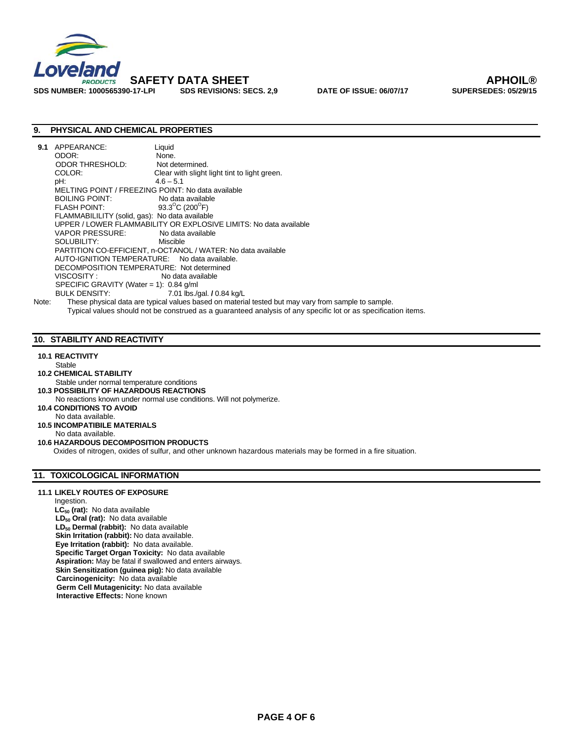## 9. PHYSICAL AND CHEMICAL PROPERTIES

**9.1** APPEARANCE: Liquid
ODOR: None.
ODOR THRESHOLD: Not determined.
COLOR: Clear with slight light tint to light green.
pH: 4.6 – 5.1
MELTING POINT / FREEZING POINT: No data available
BOILING POINT: No data available
FLASH POINT: 93.3°C (200°F)
FLAMMABILILITY (solid, gas): No data available
UPPER / LOWER FLAMMABILITY OR EXPLOSIVE LIMITS: No data available
VAPOR PRESSURE: No data available
SOLUBILITY: Miscible
PARTITION CO-EFFICIENT, n-OCTANOL / WATER: No data available
AUTO-IGNITION TEMPERATURE: No data available.
DECOMPOSITION TEMPERATURE: Not determined
VISCOSITY : No data available
SPECIFIC GRAVITY (Water = 1): 0.84 g/ml
BULK DENSITY: 7.01 lbs./gal. **/** 0.84 kg/L

Note: These physical data are typical values based on material tested but may vary from sample to sample. Typical values should not be construed as a guaranteed analysis of any specific lot or as specification items.

## 10. STABILITY AND REACTIVITY

**10.1 REACTIVITY**
Stable

**10.2 CHEMICAL STABILITY**
Stable under normal temperature conditions

**10.3 POSSIBILITY OF HAZARDOUS REACTIONS**
No reactions known under normal use conditions. Will not polymerize.

**10.4 CONDITIONS TO AVOID**
No data available.

**10.5 INCOMPATIBILE MATERIALS**
No data available.

**10.6 HAZARDOUS DECOMPOSITION PRODUCTS**
Oxides of nitrogen, oxides of sulfur, and other unknown hazardous materials may be formed in a fire situation.

## 11. TOXICOLOGICAL INFORMATION

**11.1 LIKELY ROUTES OF EXPOSURE**
Ingestion.
**$LC_{50}$ (rat):** No data available
**$LD_{50}$ Oral (rat):** No data available
**$LD_{50}$ Dermal (rabbit):** No data available
**Skin Irritation (rabbit):** No data available.
**Eye Irritation (rabbit):** No data available.
**Specific Target Organ Toxicity:** No data available
**Aspiration:** May be fatal if swallowed and enters airways.
**Skin Sensitization (guinea pig):** No data available
**Carcinogenicity:** No data available
**Germ Cell Mutagenicity:** No data available
**Interactive Effects:** None known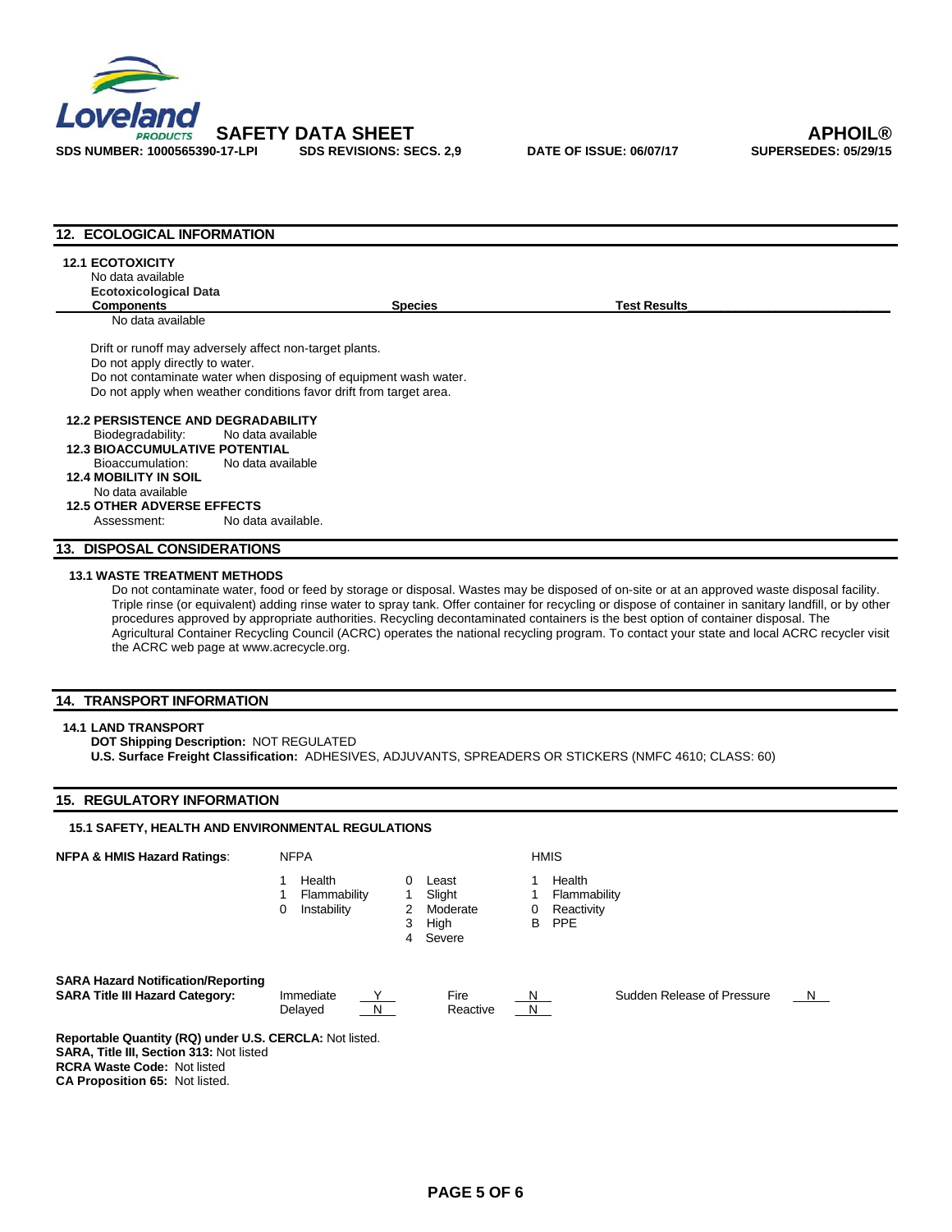## 12. ECOLOGICAL INFORMATION

### 12.1 ECOTOXICITY

No data available

**Ecotoxicological Data**

| Components | Species | Test Results |
|---|---|---|
| No data available | | |

Drift or runoff may adversely affect non-target plants.
Do not apply directly to water.
Do not contaminate water when disposing of equipment wash water.
Do not apply when weather conditions favor drift from target area.

### 12.2 PERSISTENCE AND DEGRADABILITY

Biodegradability: No data available

### 12.3 BIOACCUMULATIVE POTENTIAL

Bioaccumulation: No data available

### 12.4 MOBILITY IN SOIL

No data available

### 12.5 OTHER ADVERSE EFFECTS

Assessment: No data available.

## 13. DISPOSAL CONSIDERATIONS

### 13.1 WASTE TREATMENT METHODS

Do not contaminate water, food or feed by storage or disposal. Wastes may be disposed of on-site or at an approved waste disposal facility. Triple rinse (or equivalent) adding rinse water to spray tank. Offer container for recycling or dispose of container in sanitary landfill, or by other procedures approved by appropriate authorities. Recycling decontaminated containers is the best option of container disposal. The Agricultural Container Recycling Council (ACRC) operates the national recycling program. To contact your state and local ACRC recycler visit the ACRC web page at www.acrecycle.org.

## 14. TRANSPORT INFORMATION

### 14.1 LAND TRANSPORT

**DOT Shipping Description:** NOT REGULATED
**U.S. Surface Freight Classification:** ADHESIVES, ADJUVANTS, SPREADERS OR STICKERS (NMFC 4610; CLASS: 60)

## 15. REGULATORY INFORMATION

### 15.1 SAFETY, HEALTH AND ENVIRONMENTAL REGULATIONS

**NFPA & HMIS Hazard Ratings:**

| NFPA | | Scale | | HMIS | |
|---|---|---|---|---|---|
| 1 | Health | 0 | Least | 1 | Health |
| 1 | Flammability | 1 | Slight | 1 | Flammability |
| 0 | Instability | 2 | Moderate | 0 | Reactivity |
| | | 3 | High | B | PPE |
| | | 4 | Severe | | |

**SARA Hazard Notification/Reporting**
**SARA Title III Hazard Category:**

| | | | | | |
|---|---|---|---|---|---|
| Immediate | Y | Fire | N | Sudden Release of Pressure | N |
| Delayed | N | Reactive | N | | |

**Reportable Quantity (RQ) under U.S. CERCLA:** Not listed.
**SARA, Title III, Section 313:** Not listed
**RCRA Waste Code:** Not listed
**CA Proposition 65:** Not listed.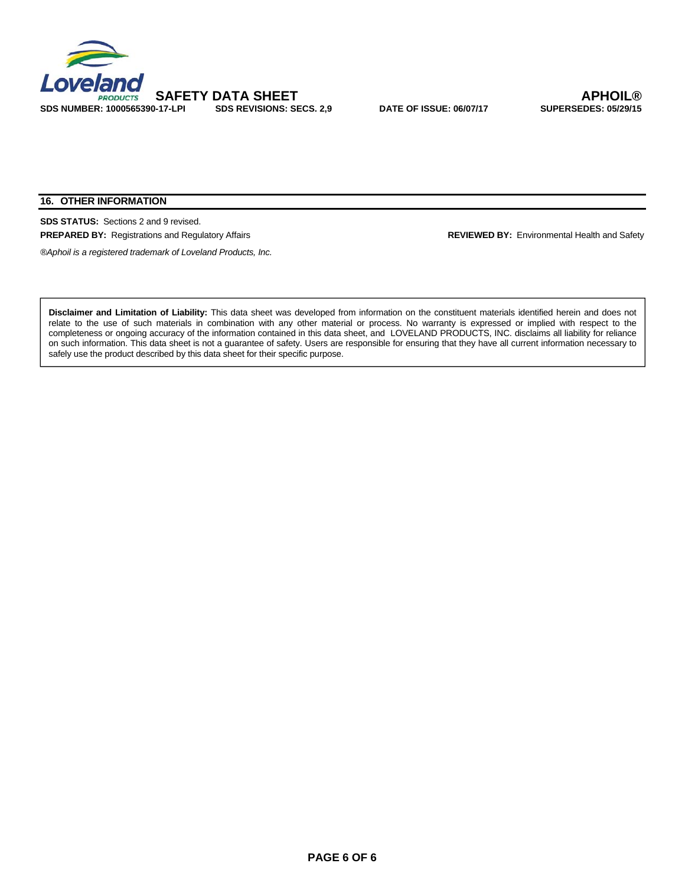## 16. OTHER INFORMATION

**SDS STATUS:** Sections 2 and 9 revised.

**PREPARED BY:** Registrations and Regulatory Affairs

**REVIEWED BY:** Environmental Health and Safety

*®Aphoil is a registered trademark of Loveland Products, Inc.*

**Disclaimer and Limitation of Liability:** This data sheet was developed from information on the constituent materials identified herein and does not relate to the use of such materials in combination with any other material or process. No warranty is expressed or implied with respect to the completeness or ongoing accuracy of the information contained in this data sheet, and LOVELAND PRODUCTS, INC. disclaims all liability for reliance on such information. This data sheet is not a guarantee of safety. Users are responsible for ensuring that they have all current information necessary to safely use the product described by this data sheet for their specific purpose.